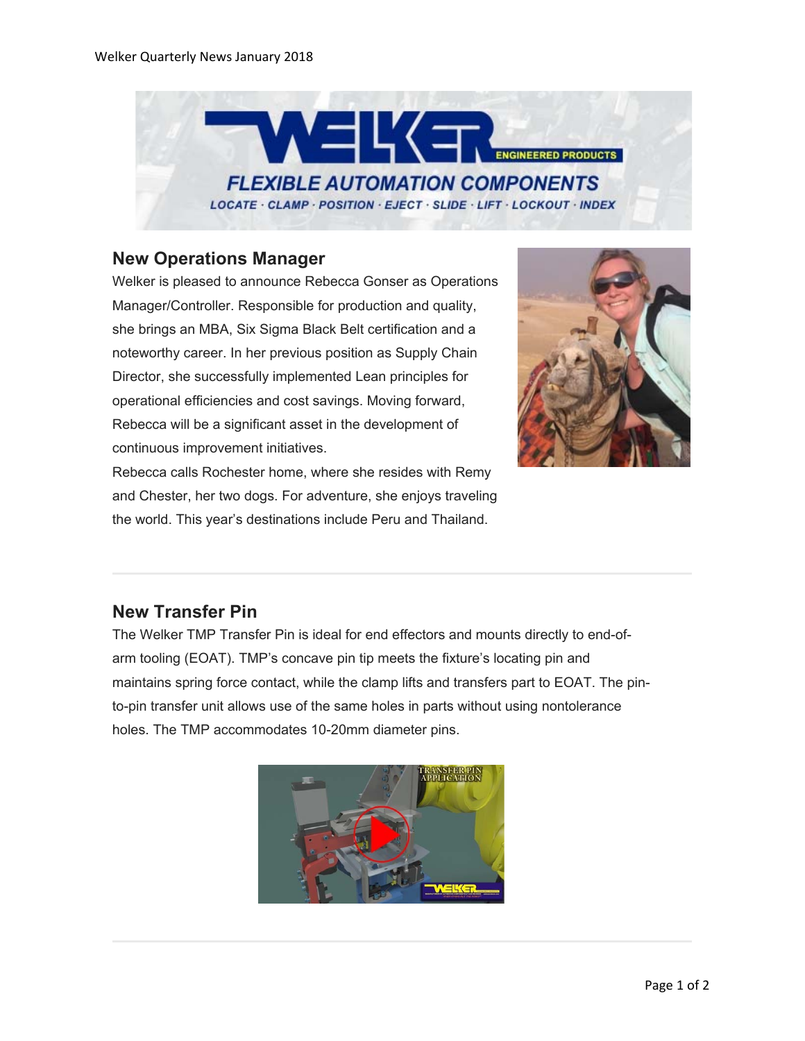## New Operations Manager

Welker is pleased to announce Rebecca Gonser as Operations Manager/Controller. Responsible for production and quality, she brings an MBA, Six Sigma Black Belt certification and a noteworthy career. In her previous position as Supply Chain Director, she successfully implemented Lean principles for operational efficiencies and cost savings. Moving forward, Rebecca will be a significant asset in the development of continuous improvement initiatives.

Rebecca calls Rochester home, where she resides with Remy and Chester, her two dogs. For adventure, she enjoys traveling the world. This year's destinations include Peru and Thailand.

## New Transfer Pin

The Welker TMP Transfer Pin is ideal for end effectors and mounts directly to end-of-arm tooling (EOAT). TMP's concave pin tip meets the fixture's locating pin and maintains spring force contact, while the clamp lifts and transfers part to EOAT. The pin-to-pin transfer unit allows use of the same holes in parts without using nontolerance holes. The TMP accommodates 10-20mm diameter pins.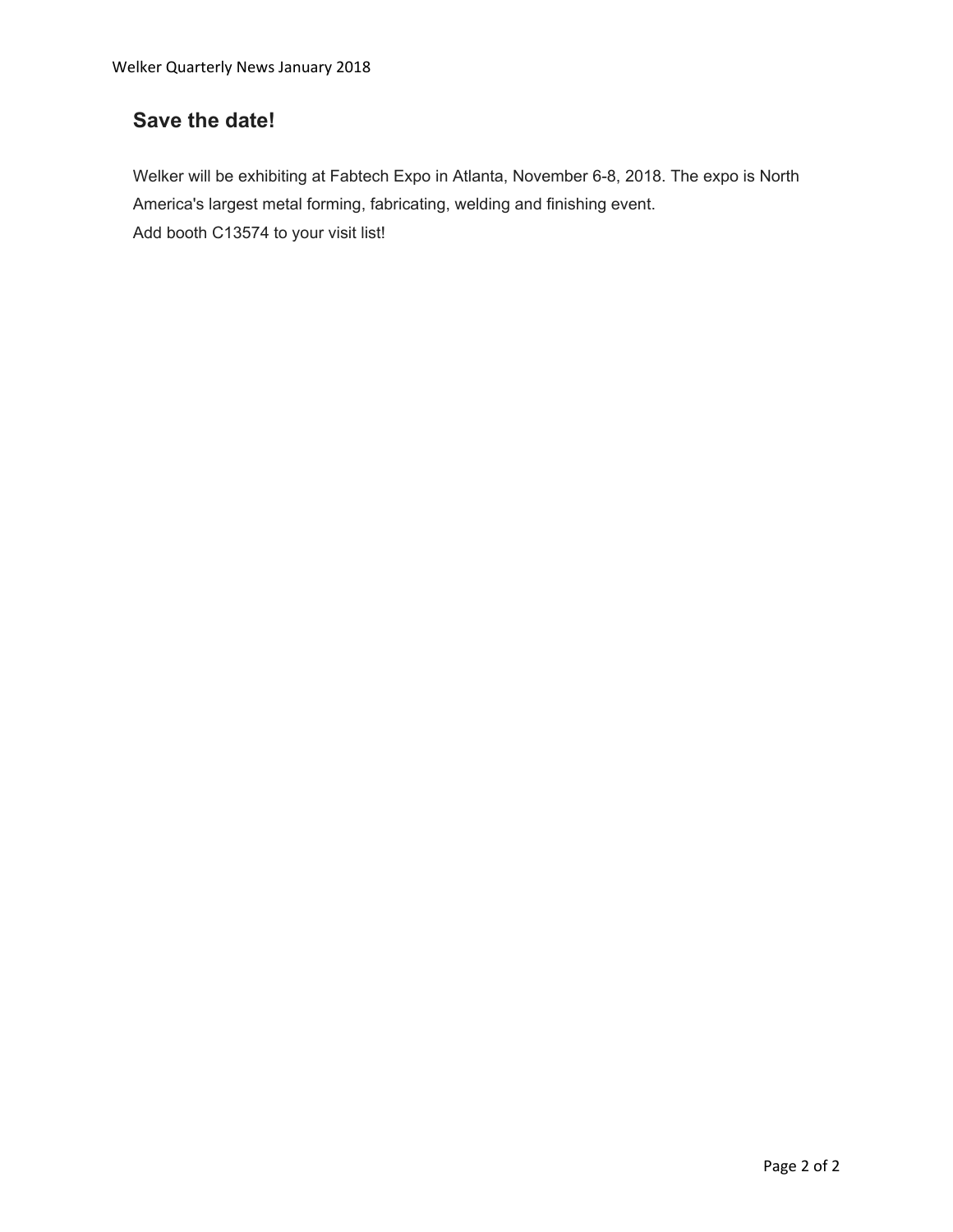## Save the date!

Welker will be exhibiting at Fabtech Expo in Atlanta, November 6-8, 2018. The expo is North America's largest metal forming, fabricating, welding and finishing event.
Add booth C13574 to your visit list!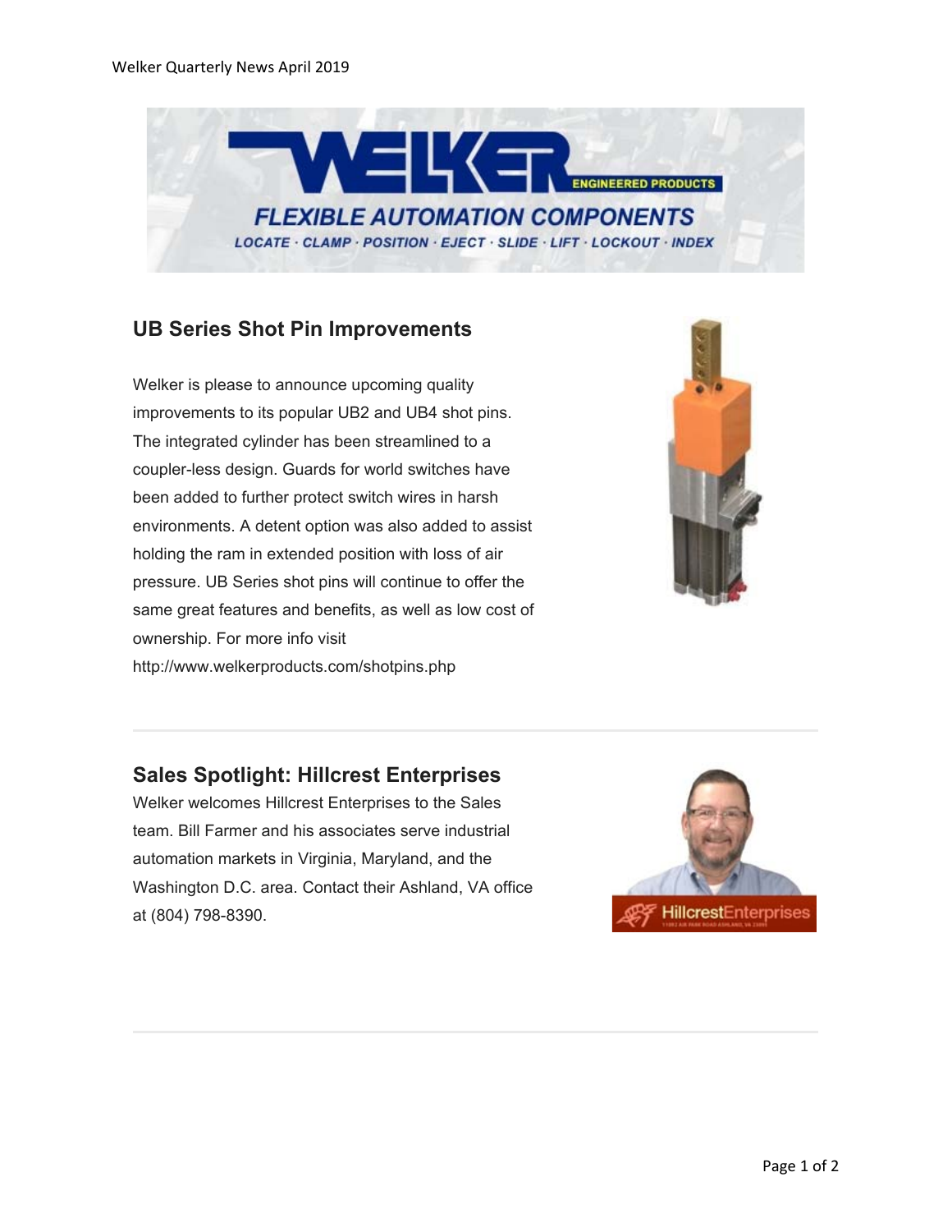## UB Series Shot Pin Improvements

Welker is please to announce upcoming quality improvements to its popular UB2 and UB4 shot pins. The integrated cylinder has been streamlined to a coupler-less design. Guards for world switches have been added to further protect switch wires in harsh environments. A detent option was also added to assist holding the ram in extended position with loss of air pressure. UB Series shot pins will continue to offer the same great features and benefits, as well as low cost of ownership. For more info visit http://www.welkerproducts.com/shotpins.php

---

## Sales Spotlight: Hillcrest Enterprises

Welker welcomes Hillcrest Enterprises to the Sales team. Bill Farmer and his associates serve industrial automation markets in Virginia, Maryland, and the Washington D.C. area. Contact their Ashland, VA office at (804) 798-8390.

---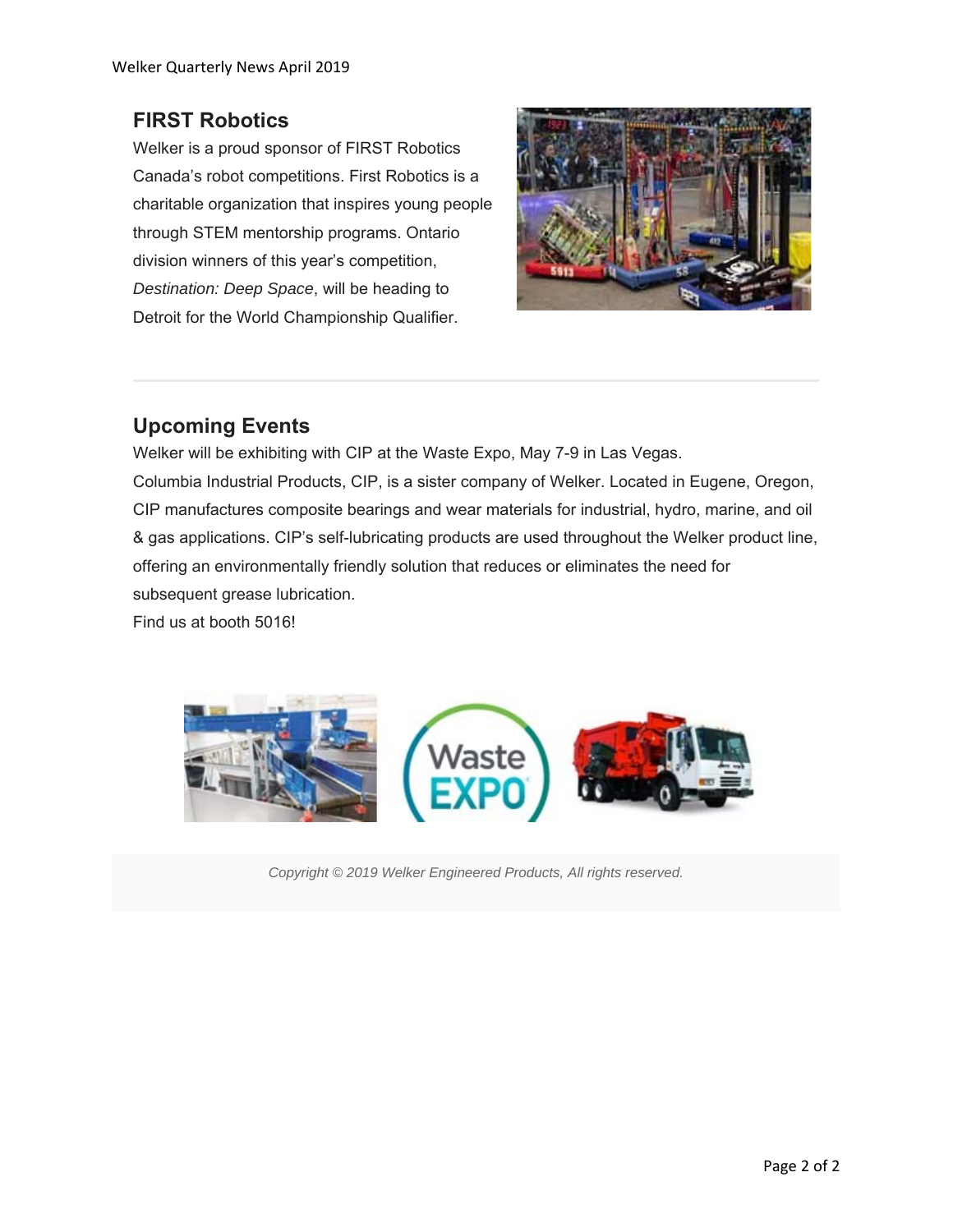## FIRST Robotics

Welker is a proud sponsor of FIRST Robotics Canada's robot competitions. First Robotics is a charitable organization that inspires young people through STEM mentorship programs. Ontario division winners of this year's competition, *Destination: Deep Space*, will be heading to Detroit for the World Championship Qualifier.

## Upcoming Events

Welker will be exhibiting with CIP at the Waste Expo, May 7-9 in Las Vegas.

Columbia Industrial Products, CIP, is a sister company of Welker. Located in Eugene, Oregon, CIP manufactures composite bearings and wear materials for industrial, hydro, marine, and oil & gas applications. CIP's self-lubricating products are used throughout the Welker product line, offering an environmentally friendly solution that reduces or eliminates the need for subsequent grease lubrication.

Find us at booth 5016!

*Copyright © 2019 Welker Engineered Products, All rights reserved.*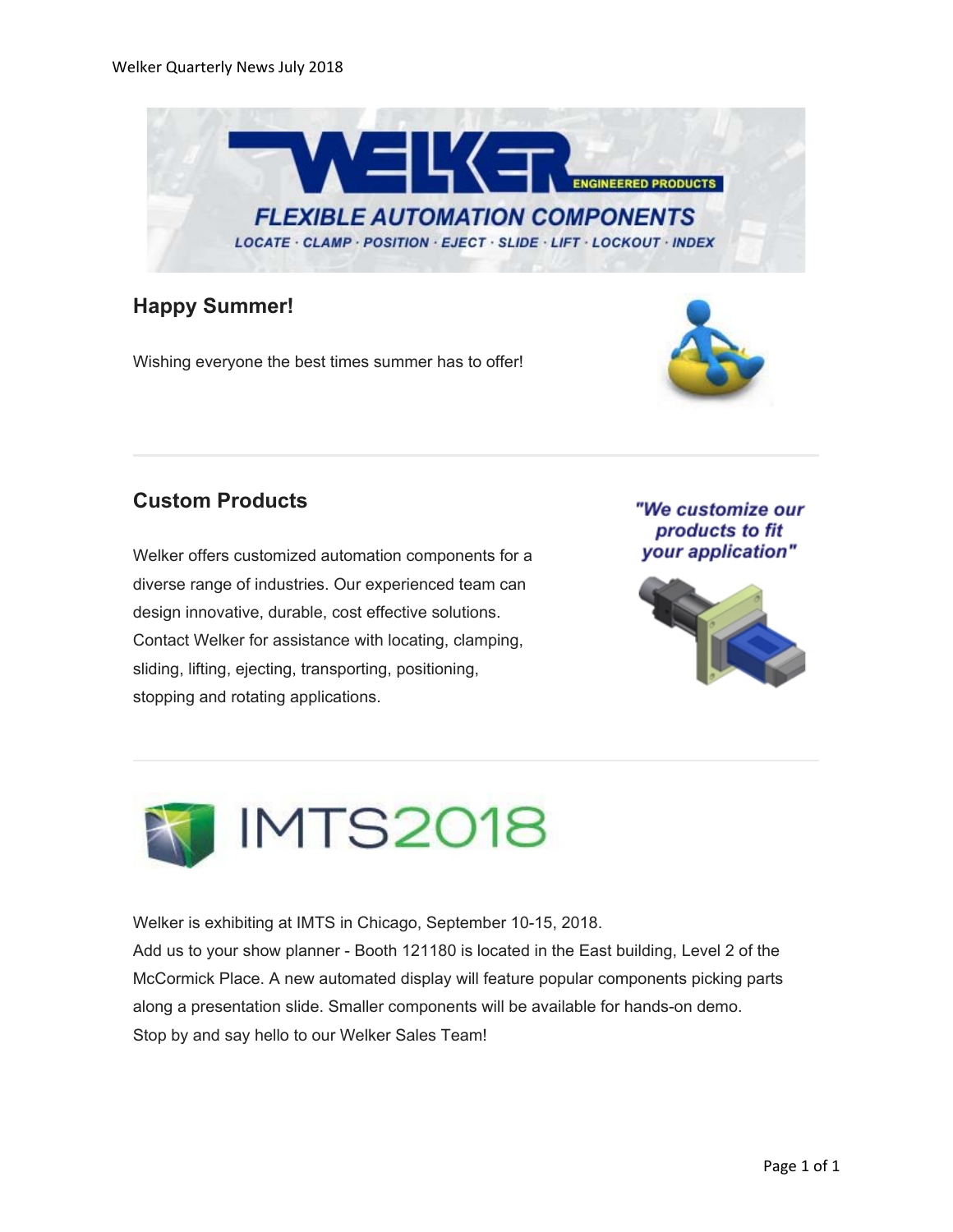WELKER ENGINEERED PRODUCTS

FLEXIBLE AUTOMATION COMPONENTS

LOCATE · CLAMP · POSITION · EJECT · SLIDE · LIFT · LOCKOUT · INDEX

## Happy Summer!

Wishing everyone the best times summer has to offer!

## Custom Products

*"We customize our products to fit your application"*

Welker offers customized automation components for a diverse range of industries. Our experienced team can design innovative, durable, cost effective solutions. Contact Welker for assistance with locating, clamping, sliding, lifting, ejecting, transporting, positioning, stopping and rotating applications.

## IMTS2018

Welker is exhibiting at IMTS in Chicago, September 10-15, 2018.
Add us to your show planner - Booth 121180 is located in the East building, Level 2 of the McCormick Place. A new automated display will feature popular components picking parts along a presentation slide. Smaller components will be available for hands-on demo.
Stop by and say hello to our Welker Sales Team!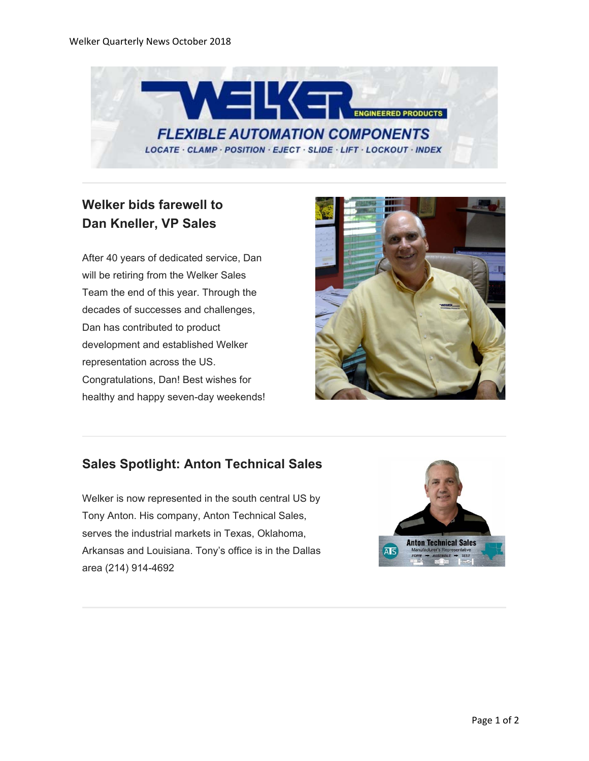## Welker bids farewell to Dan Kneller, VP Sales

After 40 years of dedicated service, Dan will be retiring from the Welker Sales Team the end of this year. Through the decades of successes and challenges, Dan has contributed to product development and established Welker representation across the US. Congratulations, Dan! Best wishes for healthy and happy seven-day weekends!

## Sales Spotlight: Anton Technical Sales

Welker is now represented in the south central US by Tony Anton. His company, Anton Technical Sales, serves the industrial markets in Texas, Oklahoma, Arkansas and Louisiana. Tony's office is in the Dallas area (214) 914-4692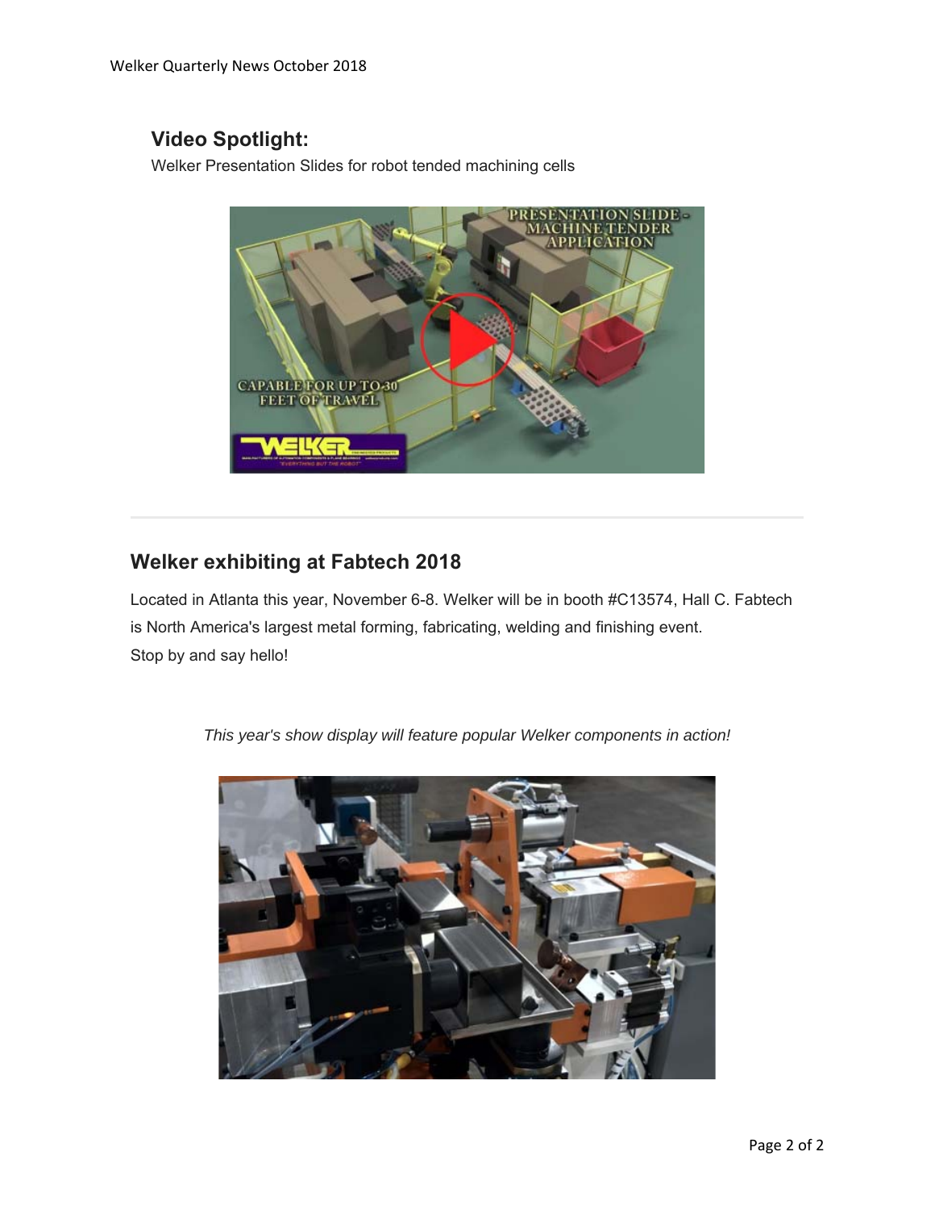## Video Spotlight:

Welker Presentation Slides for robot tended machining cells

## Welker exhibiting at Fabtech 2018

Located in Atlanta this year, November 6-8. Welker will be in booth #C13574, Hall C. Fabtech is North America's largest metal forming, fabricating, welding and finishing event.
Stop by and say hello!

*This year's show display will feature popular Welker components in action!*